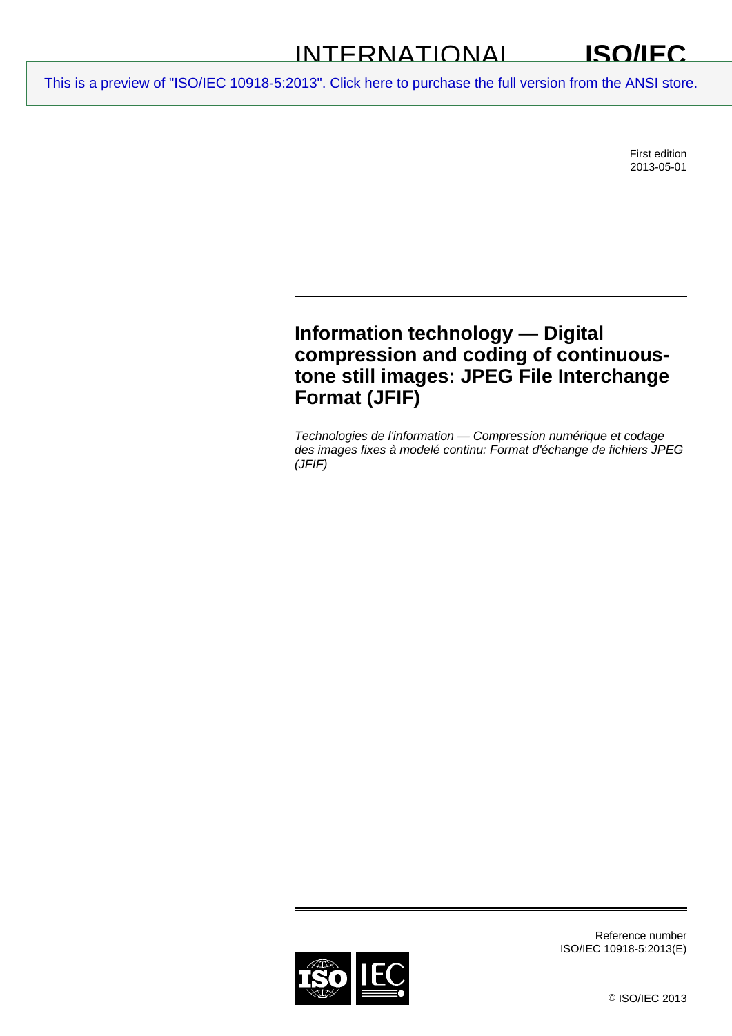INTERNATIONAL STANDARD **ISO/IEC 10918-5**

This is a preview of "ISO/IEC 10918-5:2013". Click here to purchase the full version from the ANSI store.

First edition
2013-05-01

# Information technology — Digital compression and coding of continuous-tone still images: JPEG File Interchange Format (JFIF)

*Technologies de l'information — Compression numérique et codage des images fixes à modelé continu: Format d'échange de fichiers JPEG (JFIF)*

Reference number
ISO/IEC 10918-5:2013(E)

© ISO/IEC 2013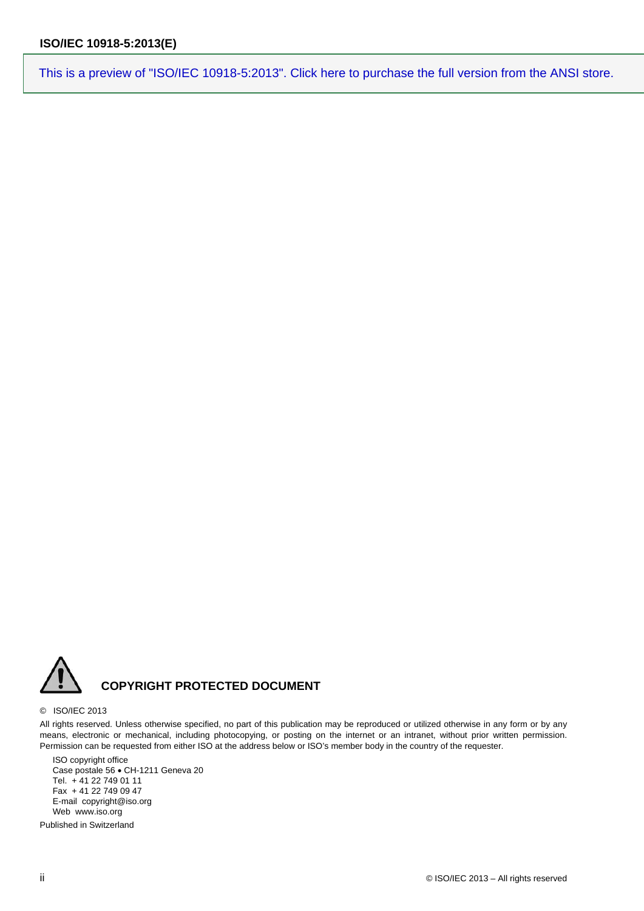This is a preview of "ISO/IEC 10918-5:2013". Click here to purchase the full version from the ANSI store.

**COPYRIGHT PROTECTED DOCUMENT**

© ISO/IEC 2013

All rights reserved. Unless otherwise specified, no part of this publication may be reproduced or utilized otherwise in any form or by any means, electronic or mechanical, including photocopying, or posting on the internet or an intranet, without prior written permission. Permission can be requested from either ISO at the address below or ISO's member body in the country of the requester.

ISO copyright office
Case postale 56 • CH-1211 Geneva 20
Tel. + 41 22 749 01 11
Fax + 41 22 749 09 47
E-mail copyright@iso.org
Web www.iso.org

Published in Switzerland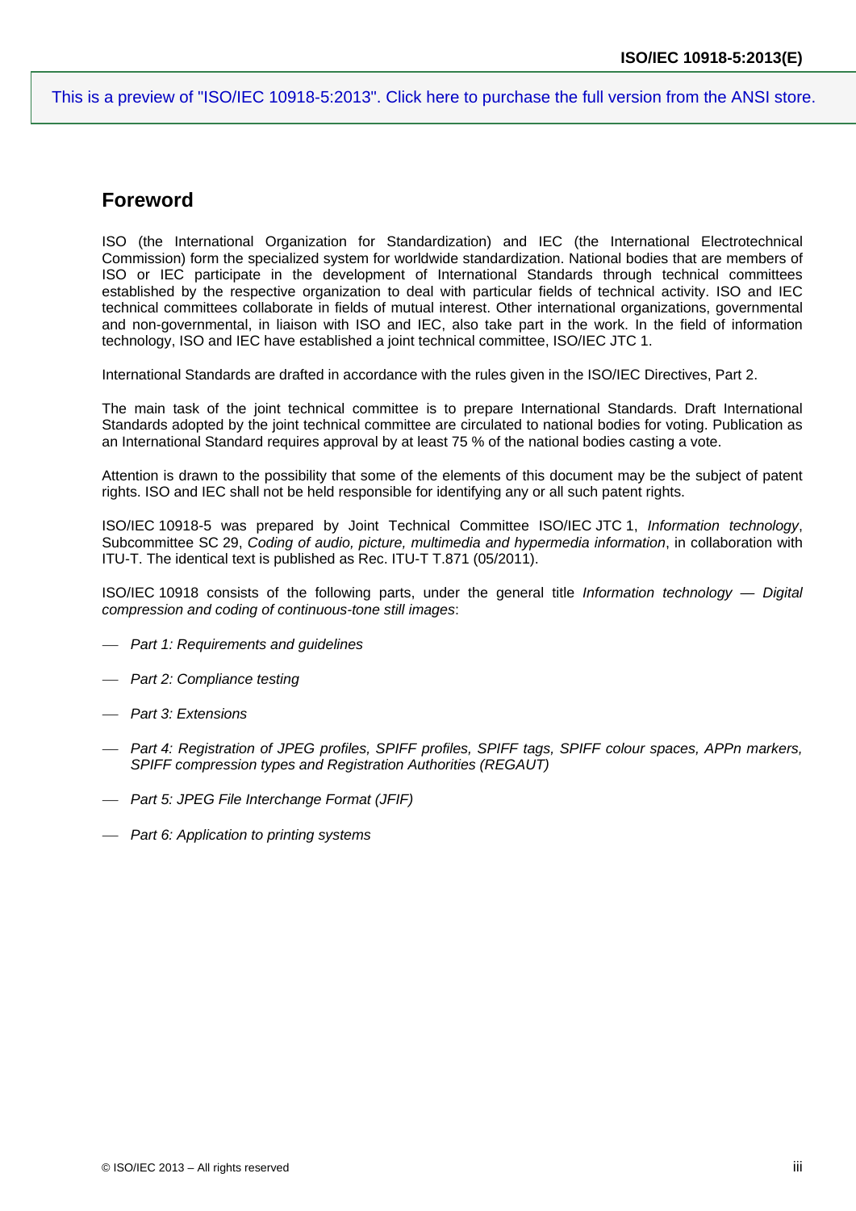## Foreword

ISO (the International Organization for Standardization) and IEC (the International Electrotechnical Commission) form the specialized system for worldwide standardization. National bodies that are members of ISO or IEC participate in the development of International Standards through technical committees established by the respective organization to deal with particular fields of technical activity. ISO and IEC technical committees collaborate in fields of mutual interest. Other international organizations, governmental and non-governmental, in liaison with ISO and IEC, also take part in the work. In the field of information technology, ISO and IEC have established a joint technical committee, ISO/IEC JTC 1.

International Standards are drafted in accordance with the rules given in the ISO/IEC Directives, Part 2.

The main task of the joint technical committee is to prepare International Standards. Draft International Standards adopted by the joint technical committee are circulated to national bodies for voting. Publication as an International Standard requires approval by at least 75 % of the national bodies casting a vote.

Attention is drawn to the possibility that some of the elements of this document may be the subject of patent rights. ISO and IEC shall not be held responsible for identifying any or all such patent rights.

ISO/IEC 10918-5 was prepared by Joint Technical Committee ISO/IEC JTC 1, *Information technology*, Subcommittee SC 29, *Coding of audio, picture, multimedia and hypermedia information*, in collaboration with ITU-T. The identical text is published as Rec. ITU-T T.871 (05/2011).

ISO/IEC 10918 consists of the following parts, under the general title *Information technology — Digital compression and coding of continuous-tone still images*:

- *Part 1: Requirements and guidelines*
- *Part 2: Compliance testing*
- *Part 3: Extensions*
- *Part 4: Registration of JPEG profiles, SPIFF profiles, SPIFF tags, SPIFF colour spaces, APPn markers, SPIFF compression types and Registration Authorities (REGAUT)*
- *Part 5: JPEG File Interchange Format (JFIF)*
- *Part 6: Application to printing systems*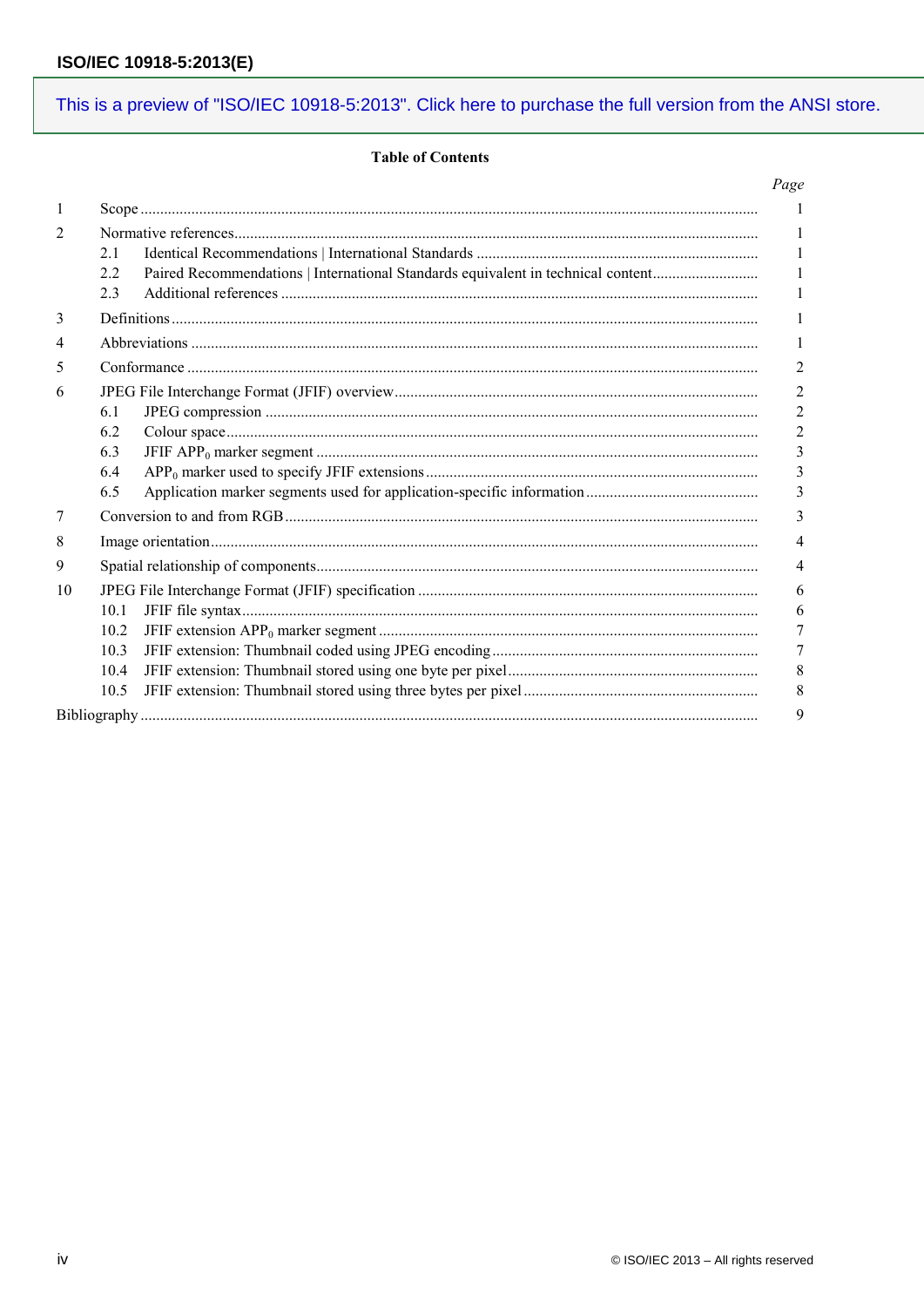This is a preview of "ISO/IEC 10918-5:2013". Click here to purchase the full version from the ANSI store.

**Table of Contents**

| | | *Page* |
|---|---|---|
| 1 | Scope | 1 |
| 2 | Normative references | 1 |
| | 2.1 Identical Recommendations \| International Standards | 1 |
| | 2.2 Paired Recommendations \| International Standards equivalent in technical content | 1 |
| | 2.3 Additional references | 1 |
| 3 | Definitions | 1 |
| 4 | Abbreviations | 1 |
| 5 | Conformance | 2 |
| 6 | JPEG File Interchange Format (JFIF) overview | 2 |
| | 6.1 JPEG compression | 2 |
| | 6.2 Colour space | 2 |
| | 6.3 JFIF $APP_0$ marker segment | 3 |
| | 6.4 $APP_0$ marker used to specify JFIF extensions | 3 |
| | 6.5 Application marker segments used for application-specific information | 3 |
| 7 | Conversion to and from RGB | 3 |
| 8 | Image orientation | 4 |
| 9 | Spatial relationship of components | 4 |
| 10 | JPEG File Interchange Format (JFIF) specification | 6 |
| | 10.1 JFIF file syntax | 6 |
| | 10.2 JFIF extension $APP_0$ marker segment | 7 |
| | 10.3 JFIF extension: Thumbnail coded using JPEG encoding | 7 |
| | 10.4 JFIF extension: Thumbnail stored using one byte per pixel | 8 |
| | 10.5 JFIF extension: Thumbnail stored using three bytes per pixel | 8 |
| Bibliography | | 9 |